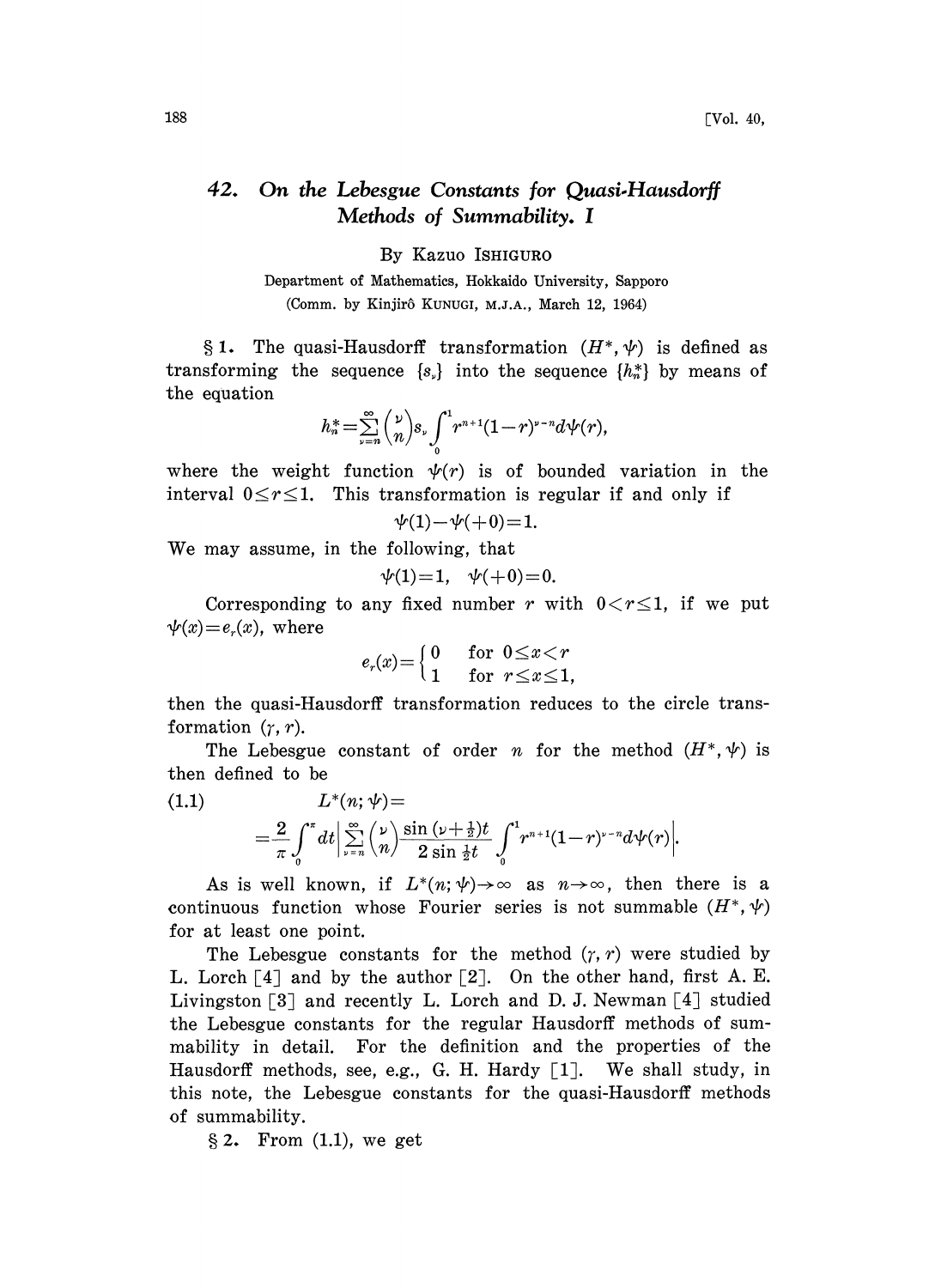# 42. On the Lebesgue Constants for Quasi-Hausdorff Methods of Summability. I

By Kazuo ISHIGURO

Department of Mathematics, Hokkaido University, Sapporo

(Comm. by Kinjirô KUNUGI, M.J.A., March 12, 1964)

§ 1. The quasi-Hausdorff transformation $(H^*, \psi)$ is defined as transforming the sequence $\{s_\nu\}$ into the sequence $\{h_n^*\}$ by means of the equation

$$h_n^* = \sum_{\nu=n}^{\infty} \binom{\nu}{n} s_\nu \int_0^1 r^{n+1}(1-r)^{\nu-n} d\psi(r),$$

where the weight function $\psi(r)$ is of bounded variation in the interval $0 \leq r \leq 1$. This transformation is regular if and only if

$$\psi(1) - \psi(+0) = 1.$$

We may assume, in the following, that

$$\psi(1) = 1, \quad \psi(+0) = 0.$$

Corresponding to any fixed number $r$ with $0 < r \leq 1$, if we put $\psi(x) = e_r(x)$, where

$$e_r(x) = \begin{cases} 0 & \text{for } 0 \leq x < r \\ 1 & \text{for } r \leq x \leq 1, \end{cases}$$

then the quasi-Hausdorff transformation reduces to the circle transformation $(\gamma, r)$.

The Lebesgue constant of order $n$ for the method $(H^*, \psi)$ is then defined to be

$$L^*(n; \psi) = \tag{1.1}$$

$$= \frac{2}{\pi} \int_0^\pi dt \left| \sum_{\nu=n}^{\infty} \binom{\nu}{n} \frac{\sin(\nu + \frac{1}{2})t}{2 \sin \frac{1}{2}t} \int_0^1 r^{n+1}(1-r)^{\nu-n} d\psi(r) \right|.$$

As is well known, if $L^*(n; \psi) \to \infty$ as $n \to \infty$, then there is a continuous function whose Fourier series is not summable $(H^*, \psi)$ for at least one point.

The Lebesgue constants for the method $(\gamma, r)$ were studied by L. Lorch [4] and by the author [2]. On the other hand, first A. E. Livingston [3] and recently L. Lorch and D. J. Newman [4] studied the Lebesgue constants for the regular Hausdorff methods of summability in detail. For the definition and the properties of the Hausdorff methods, see, e.g., G. H. Hardy [1]. We shall study, in this note, the Lebesgue constants for the quasi-Hausdorff methods of summability.

§ 2. From (1.1), we get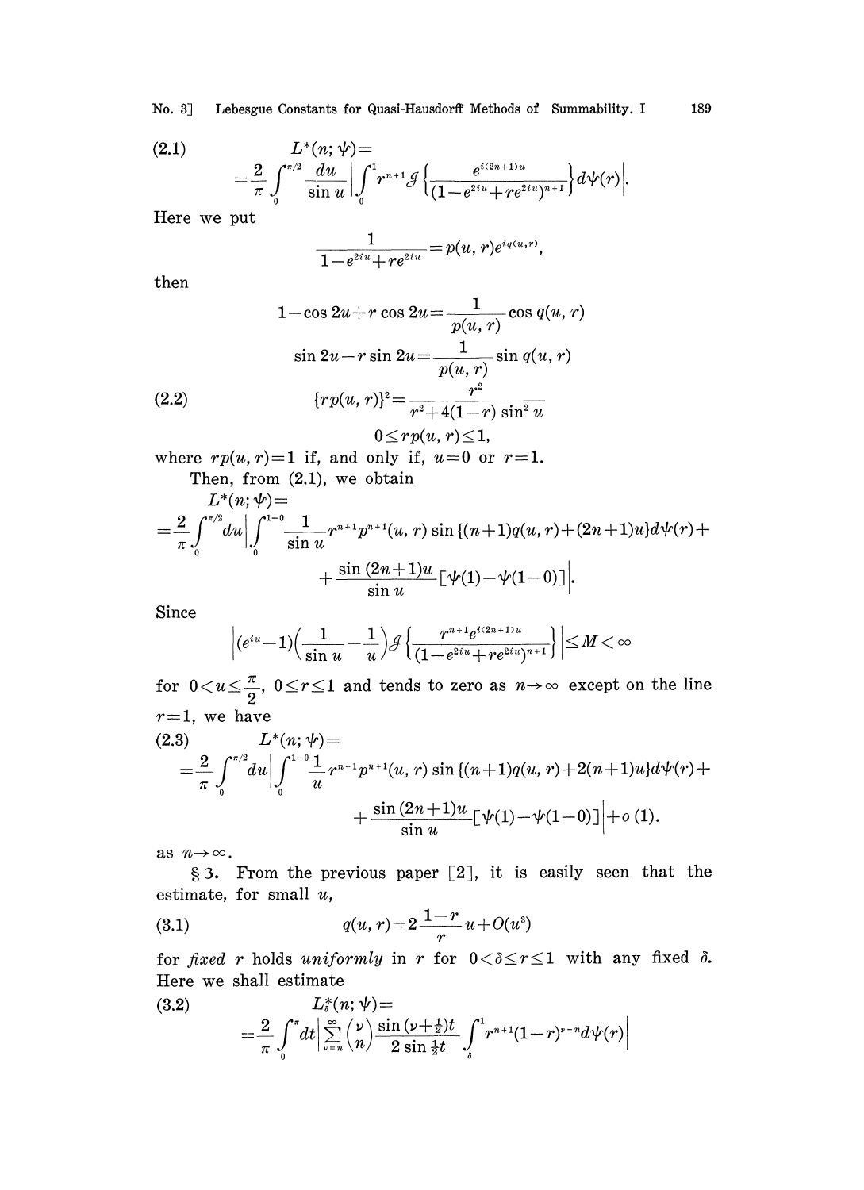$$(2.1) \quad L^*(n;\psi)= \frac{2}{\pi}\int_0^{\pi/2}\frac{du}{\sin u}\left|\int_0^1 r^{n+1}\mathcal{I}\left\{\frac{e^{i(2n+1)u}}{(1-e^{2iu}+re^{2iu})^{n+1}}\right\}d\psi(r)\right|.$$

Here we put

$$\frac{1}{1-e^{2iu}+re^{2iu}}=p(u,r)e^{iq(u,r)},$$

then

$$1-\cos 2u+r\cos 2u=\frac{1}{p(u,r)}\cos q(u,r)$$

$$\sin 2u-r\sin 2u=\frac{1}{p(u,r)}\sin q(u,r)$$

$$(2.2) \quad \{rp(u,r)\}^2=\frac{r^2}{r^2+4(1-r)\sin^2 u}$$

$$0\le rp(u,r)\le 1,$$

where $rp(u,r)=1$ if, and only if, $u=0$ or $r=1$.

Then, from (2.1), we obtain

$$L^*(n;\psi)= \frac{2}{\pi}\int_0^{\pi/2}du\left|\int_0^{1-0}\frac{1}{\sin u}r^{n+1}p^{n+1}(u,r)\sin\{(n+1)q(u,r)+(2n+1)u\}d\psi(r)+\right.$$
$$\left.+\frac{\sin(2n+1)u}{\sin u}[\psi(1)-\psi(1-0)]\right|.$$

Since

$$\left|(e^{iu}-1)\left(\frac{1}{\sin u}-\frac{1}{u}\right)\mathcal{I}\left\{\frac{r^{n+1}e^{i(2n+1)u}}{(1-e^{2iu}+re^{2iu})^{n+1}}\right\}\right|\le M<\infty$$

for $0<u\le\frac{\pi}{2}$, $0\le r\le 1$ and tends to zero as $n\to\infty$ except on the line $r=1$, we have

$$(2.3) \quad L^*(n;\psi)= \frac{2}{\pi}\int_0^{\pi/2}du\left|\int_0^{1-0}\frac{1}{u}r^{n+1}p^{n+1}(u,r)\sin\{(n+1)q(u,r)+2(n+1)u\}d\psi(r)+\right.$$
$$\left.+\frac{\sin(2n+1)u}{\sin u}[\psi(1)-\psi(1-0)]\right|+o(1).$$

as $n\to\infty$.

§3. From the previous paper [2], it is easily seen that the estimate, for small $u$,

$$(3.1) \quad q(u,r)=2\frac{1-r}{r}u+O(u^3)$$

for *fixed* $r$ holds *uniformly* in $r$ for $0<\delta\le r\le 1$ with any fixed $\delta$. Here we shall estimate

$$(3.2) \quad L_\delta^*(n;\psi)= \frac{2}{\pi}\int_0^{\pi}dt\left|\sum_{\nu=n}^{\infty}\binom{\nu}{n}\frac{\sin(\nu+\frac{1}{2})t}{2\sin\frac{1}{2}t}\int_\delta^1 r^{n+1}(1-r)^{\nu-n}d\psi(r)\right|$$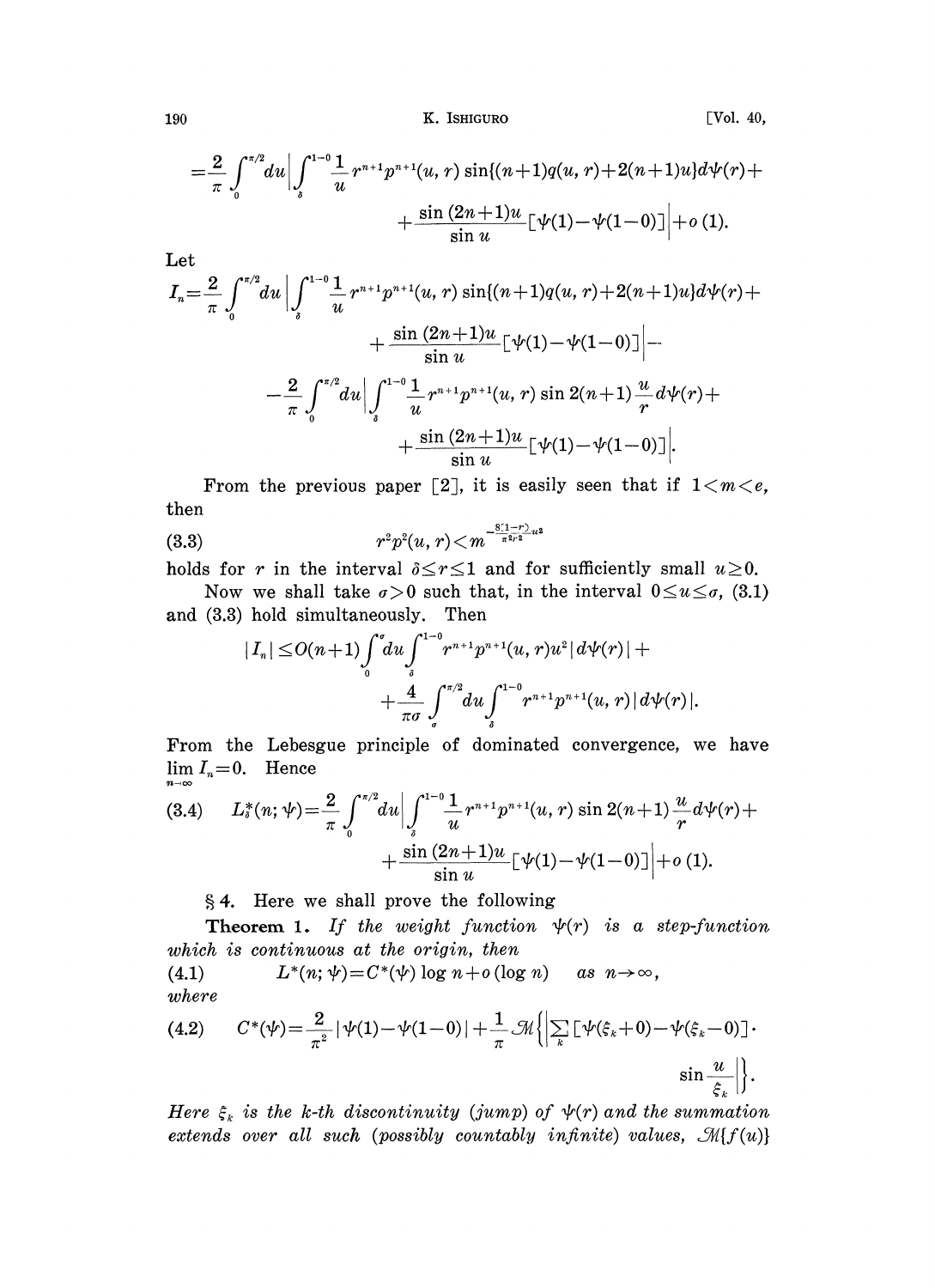$$=\frac{2}{\pi}\int_0^{\pi/2}du\left|\int_\delta^{1-0}\frac{1}{u}r^{n+1}p^{n+1}(u,r)\sin\{(n+1)q(u,r)+2(n+1)u\}d\psi(r)+\right.$$
$$\left.+\frac{\sin(2n+1)u}{\sin u}[\psi(1)-\psi(1-0)]\right|+o(1).$$

Let

$$I_n=\frac{2}{\pi}\int_0^{\pi/2}du\left|\int_\delta^{1-0}\frac{1}{u}r^{n+1}p^{n+1}(u,r)\sin\{(n+1)q(u,r)+2(n+1)u\}d\psi(r)+\right.$$
$$\left.+\frac{\sin(2n+1)u}{\sin u}[\psi(1)-\psi(1-0)]\right|-$$
$$-\frac{2}{\pi}\int_0^{\pi/2}du\left|\int_\delta^{1-0}\frac{1}{u}r^{n+1}p^{n+1}(u,r)\sin 2(n+1)\frac{u}{r}d\psi(r)+\right.$$
$$\left.+\frac{\sin(2n+1)u}{\sin u}[\psi(1)-\psi(1-0)]\right|.$$

From the previous paper [2], it is easily seen that if $1<m<e$, then

$$r^2p^2(u,r)<m^{-\frac{8(1-r)}{\pi^2 r^2}u^2} \tag{3.3}$$

holds for $r$ in the interval $\delta\leq r\leq 1$ and for sufficiently small $u\geq 0$.

Now we shall take $\sigma>0$ such that, in the interval $0\leq u\leq\sigma$, (3.1) and (3.3) hold simultaneously. Then

$$|I_n|\leq O(n+1)\int_0^\sigma du\int_\delta^{1-0}r^{n+1}p^{n+1}(u,r)u^2|d\psi(r)|+$$
$$+\frac{4}{\pi\sigma}\int_\sigma^{\pi/2}du\int_\delta^{1-0}r^{n+1}p^{n+1}(u,r)|d\psi(r)|.$$

From the Lebesgue principle of dominated convergence, we have $\lim_{n\to\infty} I_n=0$. Hence

$$L_\delta^*(n;\psi)=\frac{2}{\pi}\int_0^{\pi/2}du\left|\int_\delta^{1-0}\frac{1}{u}r^{n+1}p^{n+1}(u,r)\sin 2(n+1)\frac{u}{r}d\psi(r)+\right. \tag{3.4}$$
$$\left.+\frac{\sin(2n+1)u}{\sin u}[\psi(1)-\psi(1-0)]\right|+o(1).$$

§ 4. Here we shall prove the following

**Theorem 1.** *If the weight function $\psi(r)$ is a step-function which is continuous at the origin, then*

$$L^*(n;\psi)=C^*(\psi)\log n+o(\log n)\quad as\ n\to\infty, \tag{4.1}$$

*where*

$$C^*(\psi)=\frac{2}{\pi^2}|\psi(1)-\psi(1-0)|+\frac{1}{\pi}\mathcal{M}\left\{\left|\sum_k[\psi(\xi_k+0)-\psi(\xi_k-0)]\cdot\sin\frac{u}{\xi_k}\right|\right\}. \tag{4.2}$$

*Here $\xi_k$ is the $k$-th discontinuity (jump) of $\psi(r)$ and the summation extends over all such (possibly countably infinite) values, $\mathcal{M}\{f(u)\}$*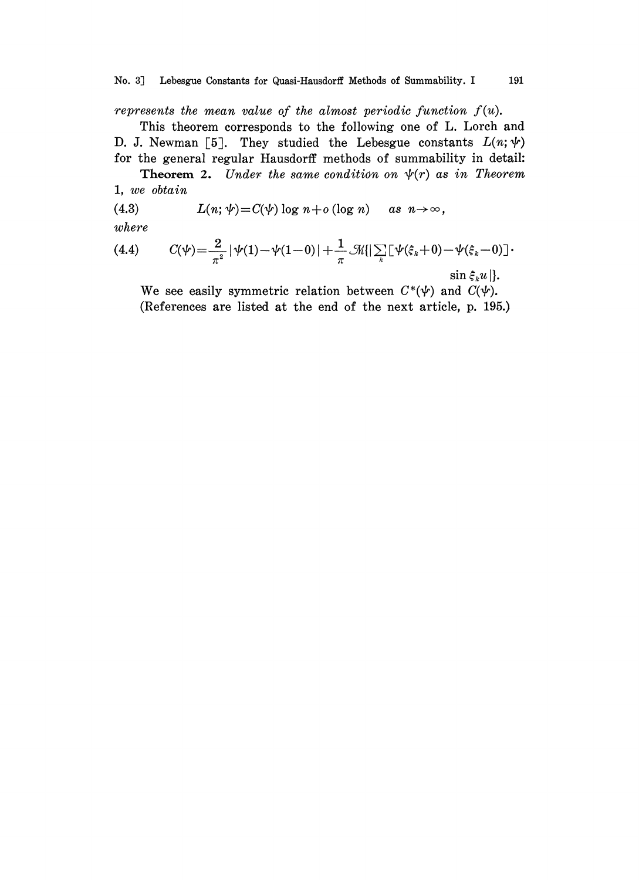*represents the mean value of the almost periodic function* $f(u)$.

This theorem corresponds to the following one of L. Lorch and D. J. Newman [5]. They studied the Lebesgue constants $L(n; \psi)$ for the general regular Hausdorff methods of summability in detail:

**Theorem 2.** *Under the same condition on* $\psi(r)$ *as in Theorem 1, we obtain*

$$L(n; \psi) = C(\psi) \log n + o(\log n) \quad \text{as } n \to \infty, \tag{4.3}$$

*where*

$$C(\psi) = \frac{2}{\pi^2} |\psi(1) - \psi(1-0)| + \frac{1}{\pi} \mathcal{M}\{|\sum_k [\psi(\xi_k+0) - \psi(\xi_k-0)] \cdot \sin \xi_k u|\}. \tag{4.4}$$

We see easily symmetric relation between $C^*(\psi)$ and $C(\psi)$.

(References are listed at the end of the next article, p. 195.)